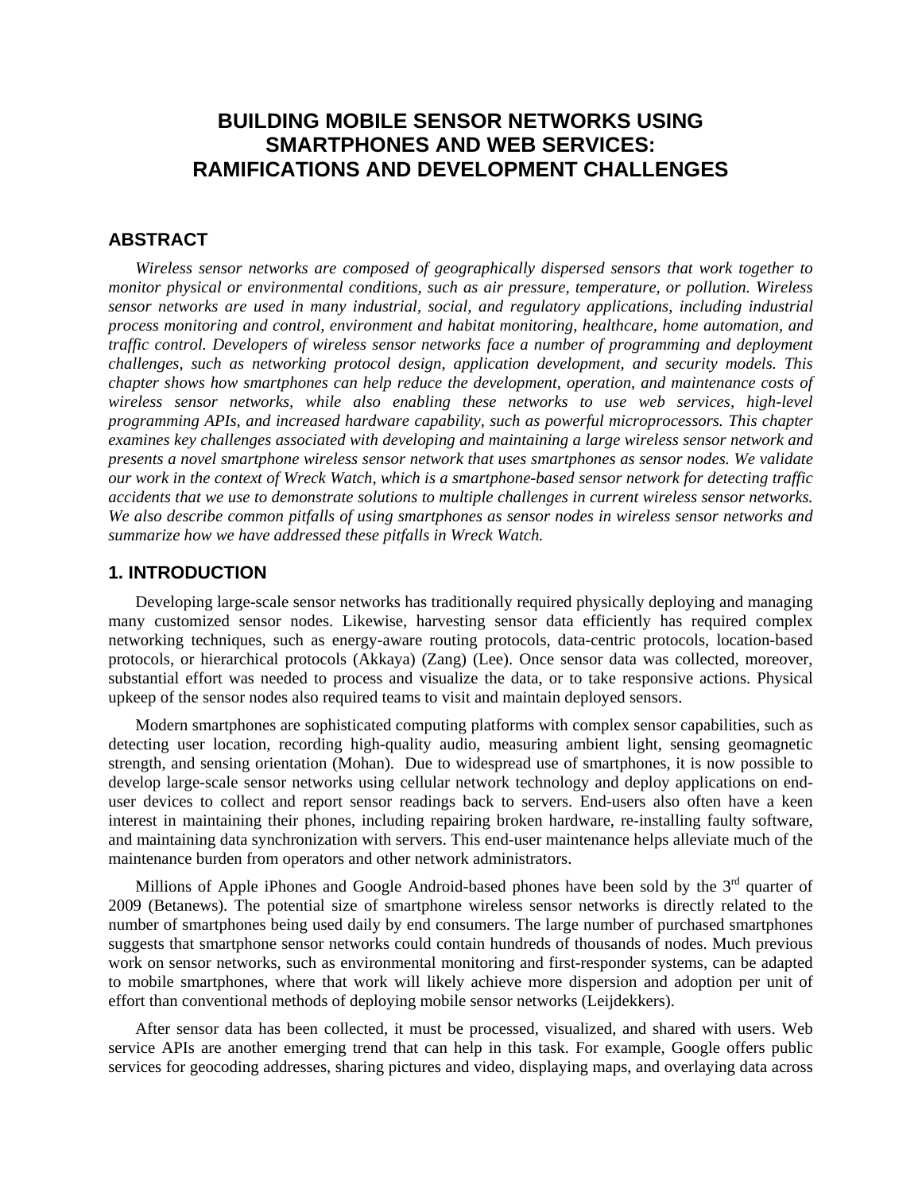# BUILDING MOBILE SENSOR NETWORKS USING SMARTPHONES AND WEB SERVICES: RAMIFICATIONS AND DEVELOPMENT CHALLENGES

## ABSTRACT

*Wireless sensor networks are composed of geographically dispersed sensors that work together to monitor physical or environmental conditions, such as air pressure, temperature, or pollution. Wireless sensor networks are used in many industrial, social, and regulatory applications, including industrial process monitoring and control, environment and habitat monitoring, healthcare, home automation, and traffic control. Developers of wireless sensor networks face a number of programming and deployment challenges, such as networking protocol design, application development, and security models. This chapter shows how smartphones can help reduce the development, operation, and maintenance costs of wireless sensor networks, while also enabling these networks to use web services, high-level programming APIs, and increased hardware capability, such as powerful microprocessors. This chapter examines key challenges associated with developing and maintaining a large wireless sensor network and presents a novel smartphone wireless sensor network that uses smartphones as sensor nodes. We validate our work in the context of Wreck Watch, which is a smartphone-based sensor network for detecting traffic accidents that we use to demonstrate solutions to multiple challenges in current wireless sensor networks. We also describe common pitfalls of using smartphones as sensor nodes in wireless sensor networks and summarize how we have addressed these pitfalls in Wreck Watch.*

## 1. INTRODUCTION

Developing large-scale sensor networks has traditionally required physically deploying and managing many customized sensor nodes. Likewise, harvesting sensor data efficiently has required complex networking techniques, such as energy-aware routing protocols, data-centric protocols, location-based protocols, or hierarchical protocols (Akkaya) (Zang) (Lee). Once sensor data was collected, moreover, substantial effort was needed to process and visualize the data, or to take responsive actions. Physical upkeep of the sensor nodes also required teams to visit and maintain deployed sensors.

Modern smartphones are sophisticated computing platforms with complex sensor capabilities, such as detecting user location, recording high-quality audio, measuring ambient light, sensing geomagnetic strength, and sensing orientation (Mohan). Due to widespread use of smartphones, it is now possible to develop large-scale sensor networks using cellular network technology and deploy applications on end-user devices to collect and report sensor readings back to servers. End-users also often have a keen interest in maintaining their phones, including repairing broken hardware, re-installing faulty software, and maintaining data synchronization with servers. This end-user maintenance helps alleviate much of the maintenance burden from operators and other network administrators.

Millions of Apple iPhones and Google Android-based phones have been sold by the 3rd quarter of 2009 (Betanews). The potential size of smartphone wireless sensor networks is directly related to the number of smartphones being used daily by end consumers. The large number of purchased smartphones suggests that smartphone sensor networks could contain hundreds of thousands of nodes. Much previous work on sensor networks, such as environmental monitoring and first-responder systems, can be adapted to mobile smartphones, where that work will likely achieve more dispersion and adoption per unit of effort than conventional methods of deploying mobile sensor networks (Leijdekkers).

After sensor data has been collected, it must be processed, visualized, and shared with users. Web service APIs are another emerging trend that can help in this task. For example, Google offers public services for geocoding addresses, sharing pictures and video, displaying maps, and overlaying data across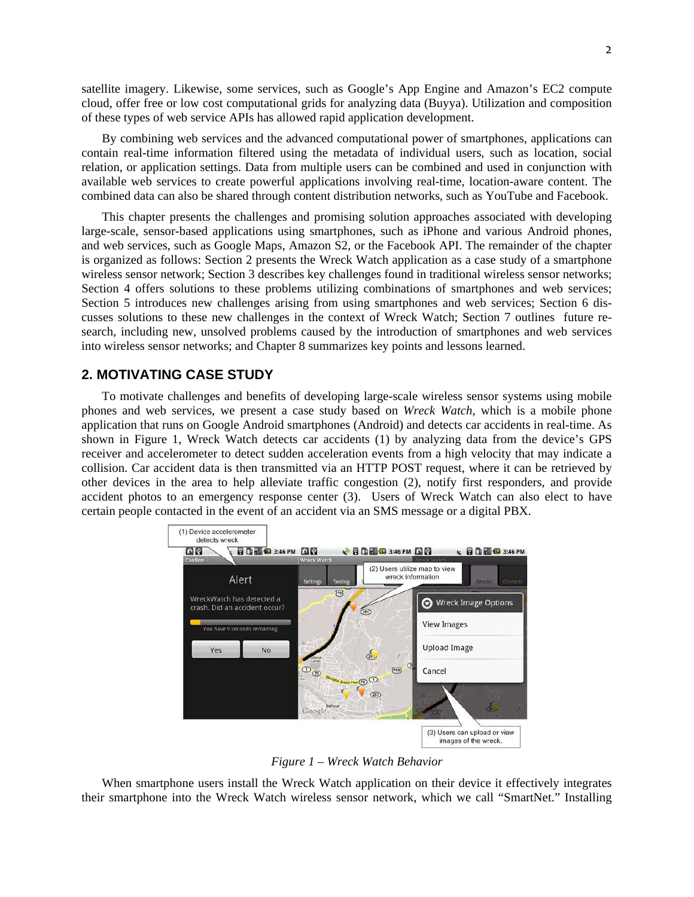satellite imagery. Likewise, some services, such as Google's App Engine and Amazon's EC2 compute cloud, offer free or low cost computational grids for analyzing data (Buyya). Utilization and composition of these types of web service APIs has allowed rapid application development.

By combining web services and the advanced computational power of smartphones, applications can contain real-time information filtered using the metadata of individual users, such as location, social relation, or application settings. Data from multiple users can be combined and used in conjunction with available web services to create powerful applications involving real-time, location-aware content. The combined data can also be shared through content distribution networks, such as YouTube and Facebook.

This chapter presents the challenges and promising solution approaches associated with developing large-scale, sensor-based applications using smartphones, such as iPhone and various Android phones, and web services, such as Google Maps, Amazon S2, or the Facebook API. The remainder of the chapter is organized as follows: Section 2 presents the Wreck Watch application as a case study of a smartphone wireless sensor network; Section 3 describes key challenges found in traditional wireless sensor networks; Section 4 offers solutions to these problems utilizing combinations of smartphones and web services; Section 5 introduces new challenges arising from using smartphones and web services; Section 6 discusses solutions to these new challenges in the context of Wreck Watch; Section 7 outlines future research, including new, unsolved problems caused by the introduction of smartphones and web services into wireless sensor networks; and Chapter 8 summarizes key points and lessons learned.

## 2. MOTIVATING CASE STUDY

To motivate challenges and benefits of developing large-scale wireless sensor systems using mobile phones and web services, we present a case study based on *Wreck Watch*, which is a mobile phone application that runs on Google Android smartphones (Android) and detects car accidents in real-time. As shown in Figure 1, Wreck Watch detects car accidents (1) by analyzing data from the device's GPS receiver and accelerometer to detect sudden acceleration events from a high velocity that may indicate a collision. Car accident data is then transmitted via an HTTP POST request, where it can be retrieved by other devices in the area to help alleviate traffic congestion (2), notify first responders, and provide accident photos to an emergency response center (3). Users of Wreck Watch can also elect to have certain people contacted in the event of an accident via an SMS message or a digital PBX.

*Figure 1 – Wreck Watch Behavior*

When smartphone users install the Wreck Watch application on their device it effectively integrates their smartphone into the Wreck Watch wireless sensor network, which we call "SmartNet." Installing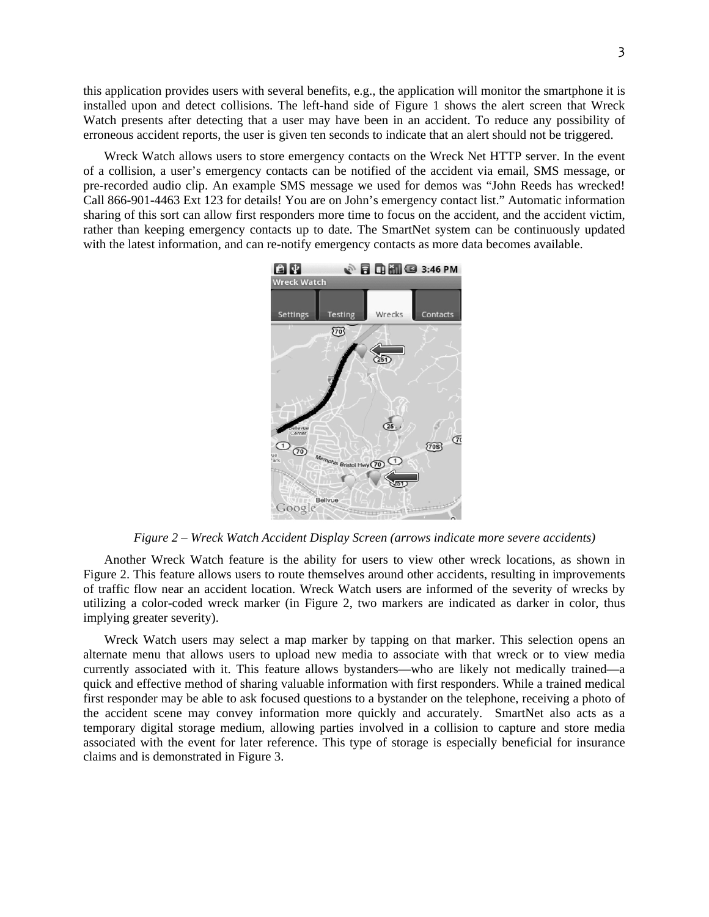this application provides users with several benefits, e.g., the application will monitor the smartphone it is installed upon and detect collisions. The left-hand side of Figure 1 shows the alert screen that Wreck Watch presents after detecting that a user may have been in an accident. To reduce any possibility of erroneous accident reports, the user is given ten seconds to indicate that an alert should not be triggered.

Wreck Watch allows users to store emergency contacts on the Wreck Net HTTP server. In the event of a collision, a user's emergency contacts can be notified of the accident via email, SMS message, or pre-recorded audio clip. An example SMS message we used for demos was "John Reeds has wrecked! Call 866-901-4463 Ext 123 for details! You are on John's emergency contact list." Automatic information sharing of this sort can allow first responders more time to focus on the accident, and the accident victim, rather than keeping emergency contacts up to date. The SmartNet system can be continuously updated with the latest information, and can re-notify emergency contacts as more data becomes available.

*Figure 2 – Wreck Watch Accident Display Screen (arrows indicate more severe accidents)*

Another Wreck Watch feature is the ability for users to view other wreck locations, as shown in Figure 2. This feature allows users to route themselves around other accidents, resulting in improvements of traffic flow near an accident location. Wreck Watch users are informed of the severity of wrecks by utilizing a color-coded wreck marker (in Figure 2, two markers are indicated as darker in color, thus implying greater severity).

Wreck Watch users may select a map marker by tapping on that marker. This selection opens an alternate menu that allows users to upload new media to associate with that wreck or to view media currently associated with it. This feature allows bystanders—who are likely not medically trained—a quick and effective method of sharing valuable information with first responders. While a trained medical first responder may be able to ask focused questions to a bystander on the telephone, receiving a photo of the accident scene may convey information more quickly and accurately. SmartNet also acts as a temporary digital storage medium, allowing parties involved in a collision to capture and store media associated with the event for later reference. This type of storage is especially beneficial for insurance claims and is demonstrated in Figure 3.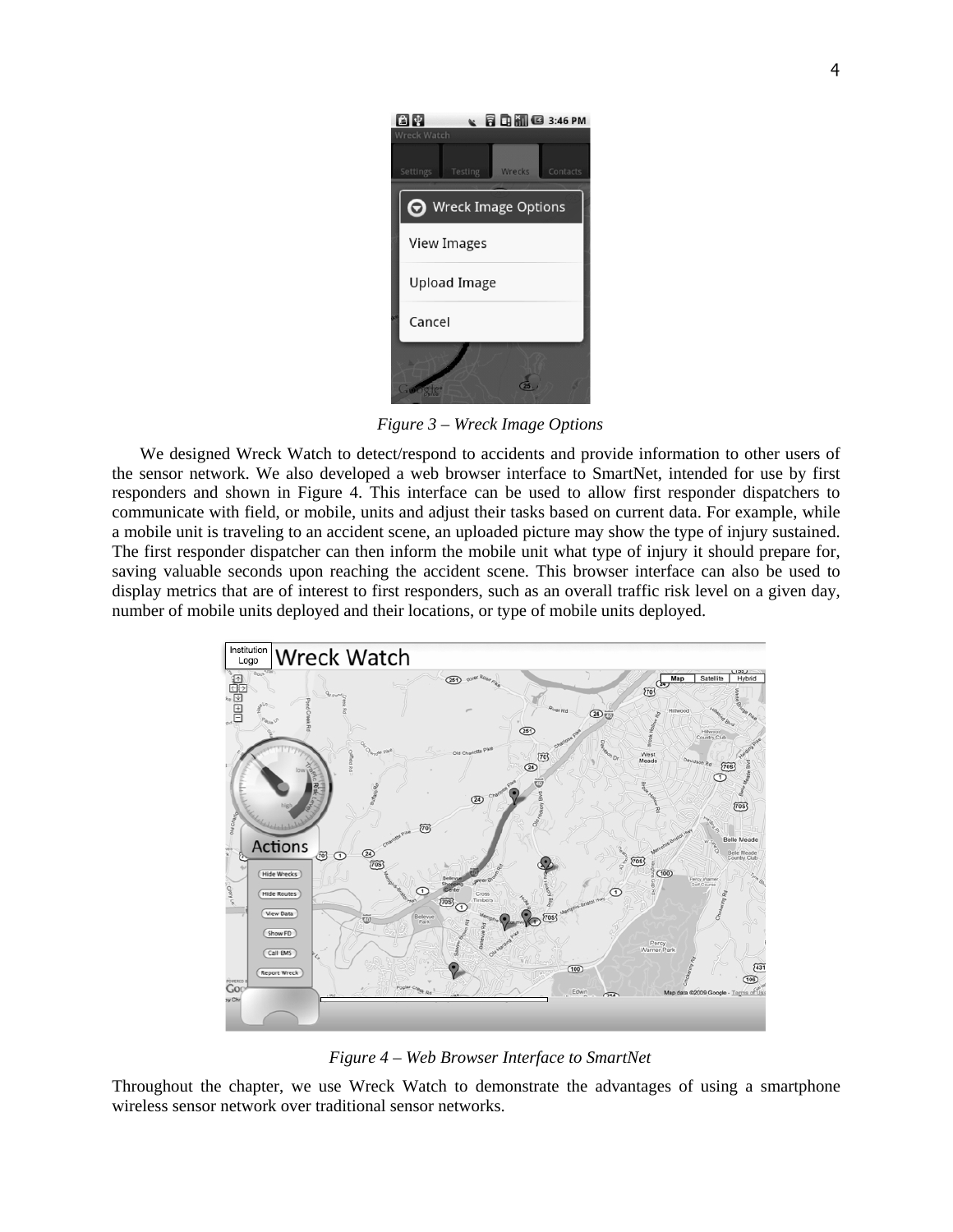*Figure 3 – Wreck Image Options*

We designed Wreck Watch to detect/respond to accidents and provide information to other users of the sensor network. We also developed a web browser interface to SmartNet, intended for use by first responders and shown in Figure 4. This interface can be used to allow first responder dispatchers to communicate with field, or mobile, units and adjust their tasks based on current data. For example, while a mobile unit is traveling to an accident scene, an uploaded picture may show the type of injury sustained. The first responder dispatcher can then inform the mobile unit what type of injury it should prepare for, saving valuable seconds upon reaching the accident scene. This browser interface can also be used to display metrics that are of interest to first responders, such as an overall traffic risk level on a given day, number of mobile units deployed and their locations, or type of mobile units deployed.

*Figure 4 – Web Browser Interface to SmartNet*

Throughout the chapter, we use Wreck Watch to demonstrate the advantages of using a smartphone wireless sensor network over traditional sensor networks.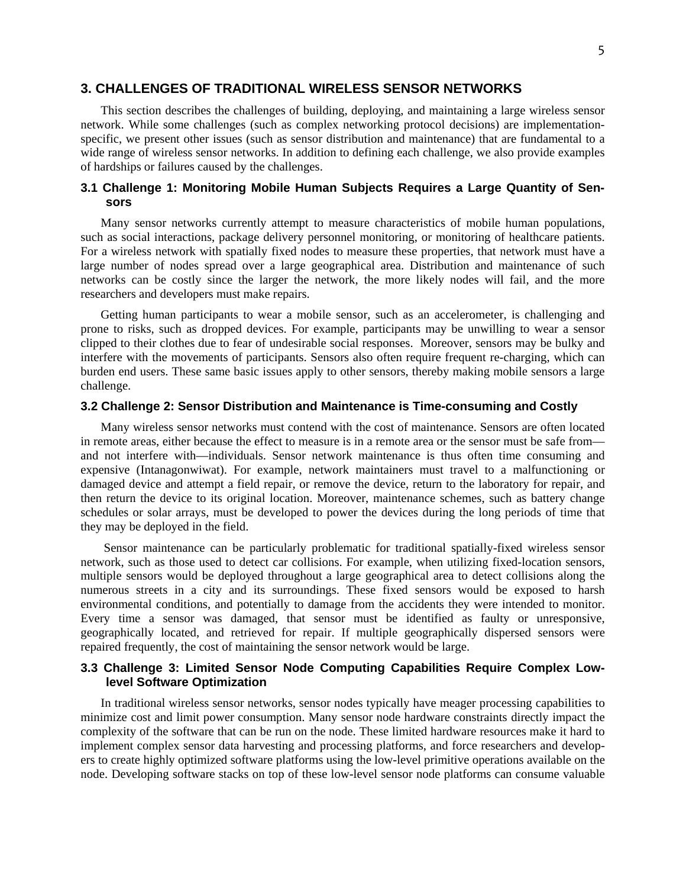## 3. CHALLENGES OF TRADITIONAL WIRELESS SENSOR NETWORKS

This section describes the challenges of building, deploying, and maintaining a large wireless sensor network. While some challenges (such as complex networking protocol decisions) are implementation-specific, we present other issues (such as sensor distribution and maintenance) that are fundamental to a wide range of wireless sensor networks. In addition to defining each challenge, we also provide examples of hardships or failures caused by the challenges.

### 3.1 Challenge 1: Monitoring Mobile Human Subjects Requires a Large Quantity of Sensors

Many sensor networks currently attempt to measure characteristics of mobile human populations, such as social interactions, package delivery personnel monitoring, or monitoring of healthcare patients. For a wireless network with spatially fixed nodes to measure these properties, that network must have a large number of nodes spread over a large geographical area. Distribution and maintenance of such networks can be costly since the larger the network, the more likely nodes will fail, and the more researchers and developers must make repairs.

Getting human participants to wear a mobile sensor, such as an accelerometer, is challenging and prone to risks, such as dropped devices. For example, participants may be unwilling to wear a sensor clipped to their clothes due to fear of undesirable social responses. Moreover, sensors may be bulky and interfere with the movements of participants. Sensors also often require frequent re-charging, which can burden end users. These same basic issues apply to other sensors, thereby making mobile sensors a large challenge.

### 3.2 Challenge 2: Sensor Distribution and Maintenance is Time-consuming and Costly

Many wireless sensor networks must contend with the cost of maintenance. Sensors are often located in remote areas, either because the effect to measure is in a remote area or the sensor must be safe from—and not interfere with—individuals. Sensor network maintenance is thus often time consuming and expensive (Intanagonwiwat). For example, network maintainers must travel to a malfunctioning or damaged device and attempt a field repair, or remove the device, return to the laboratory for repair, and then return the device to its original location. Moreover, maintenance schemes, such as battery change schedules or solar arrays, must be developed to power the devices during the long periods of time that they may be deployed in the field.

Sensor maintenance can be particularly problematic for traditional spatially-fixed wireless sensor network, such as those used to detect car collisions. For example, when utilizing fixed-location sensors, multiple sensors would be deployed throughout a large geographical area to detect collisions along the numerous streets in a city and its surroundings. These fixed sensors would be exposed to harsh environmental conditions, and potentially to damage from the accidents they were intended to monitor. Every time a sensor was damaged, that sensor must be identified as faulty or unresponsive, geographically located, and retrieved for repair. If multiple geographically dispersed sensors were repaired frequently, the cost of maintaining the sensor network would be large.

### 3.3 Challenge 3: Limited Sensor Node Computing Capabilities Require Complex Low-level Software Optimization

In traditional wireless sensor networks, sensor nodes typically have meager processing capabilities to minimize cost and limit power consumption. Many sensor node hardware constraints directly impact the complexity of the software that can be run on the node. These limited hardware resources make it hard to implement complex sensor data harvesting and processing platforms, and force researchers and developers to create highly optimized software platforms using the low-level primitive operations available on the node. Developing software stacks on top of these low-level sensor node platforms can consume valuable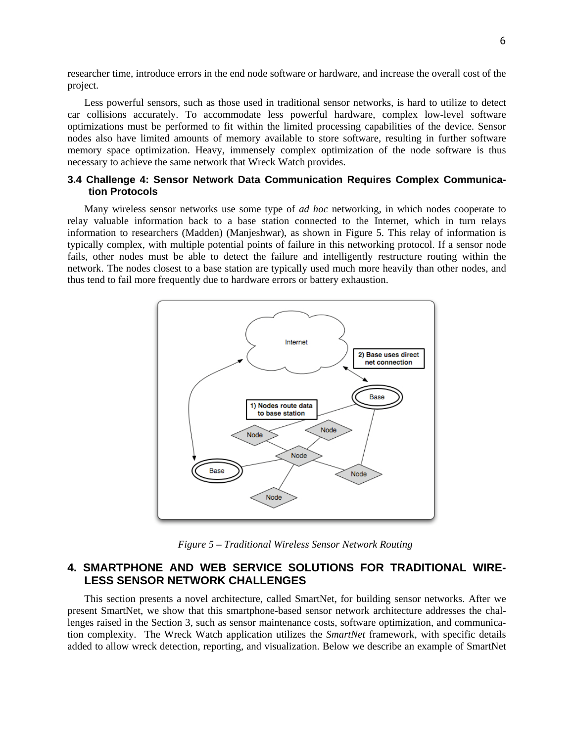researcher time, introduce errors in the end node software or hardware, and increase the overall cost of the project.

Less powerful sensors, such as those used in traditional sensor networks, is hard to utilize to detect car collisions accurately. To accommodate less powerful hardware, complex low-level software optimizations must be performed to fit within the limited processing capabilities of the device. Sensor nodes also have limited amounts of memory available to store software, resulting in further software memory space optimization. Heavy, immensely complex optimization of the node software is thus necessary to achieve the same network that Wreck Watch provides.

### 3.4 Challenge 4: Sensor Network Data Communication Requires Complex Communication Protocols

Many wireless sensor networks use some type of *ad hoc* networking, in which nodes cooperate to relay valuable information back to a base station connected to the Internet, which in turn relays information to researchers (Madden) (Manjeshwar), as shown in Figure 5. This relay of information is typically complex, with multiple potential points of failure in this networking protocol. If a sensor node fails, other nodes must be able to detect the failure and intelligently restructure routing within the network. The nodes closest to a base station are typically used much more heavily than other nodes, and thus tend to fail more frequently due to hardware errors or battery exhaustion.

*Figure 5 – Traditional Wireless Sensor Network Routing*

## 4. SMARTPHONE AND WEB SERVICE SOLUTIONS FOR TRADITIONAL WIRELESS SENSOR NETWORK CHALLENGES

This section presents a novel architecture, called SmartNet, for building sensor networks. After we present SmartNet, we show that this smartphone-based sensor network architecture addresses the challenges raised in the Section 3, such as sensor maintenance costs, software optimization, and communication complexity. The Wreck Watch application utilizes the *SmartNet* framework, with specific details added to allow wreck detection, reporting, and visualization. Below we describe an example of SmartNet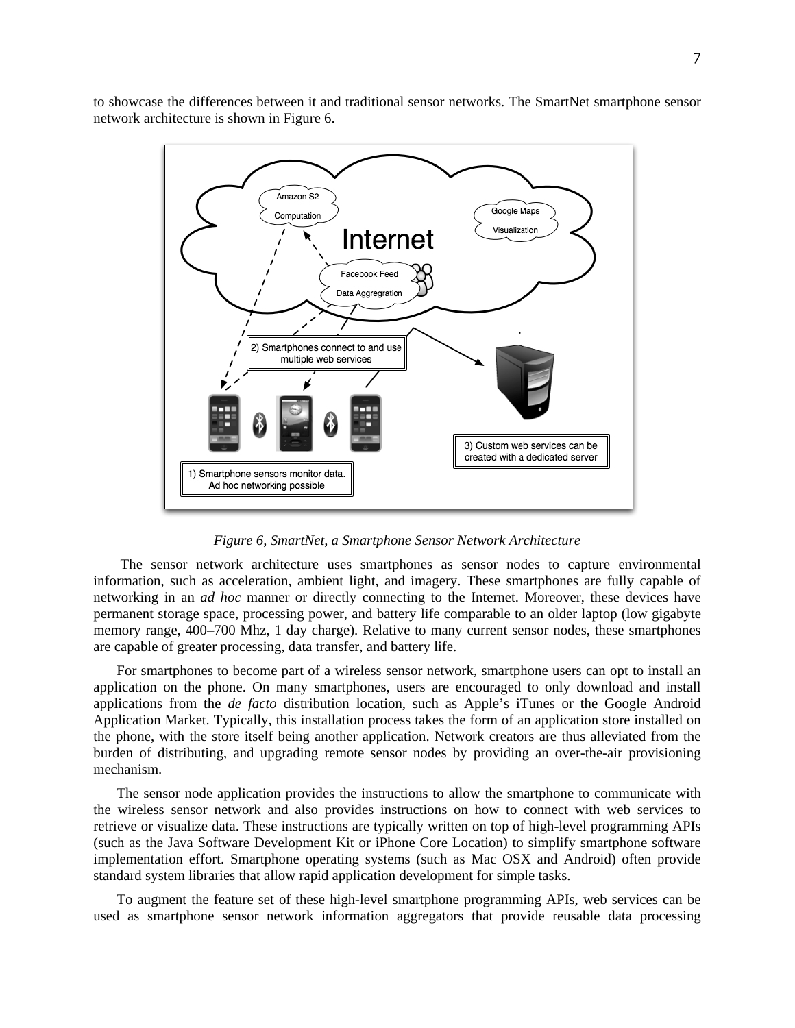to showcase the differences between it and traditional sensor networks. The SmartNet smartphone sensor network architecture is shown in Figure 6.

*Figure 6, SmartNet, a Smartphone Sensor Network Architecture*

The sensor network architecture uses smartphones as sensor nodes to capture environmental information, such as acceleration, ambient light, and imagery. These smartphones are fully capable of networking in an *ad hoc* manner or directly connecting to the Internet. Moreover, these devices have permanent storage space, processing power, and battery life comparable to an older laptop (low gigabyte memory range, 400–700 Mhz, 1 day charge). Relative to many current sensor nodes, these smartphones are capable of greater processing, data transfer, and battery life.

For smartphones to become part of a wireless sensor network, smartphone users can opt to install an application on the phone. On many smartphones, users are encouraged to only download and install applications from the *de facto* distribution location, such as Apple's iTunes or the Google Android Application Market. Typically, this installation process takes the form of an application store installed on the phone, with the store itself being another application. Network creators are thus alleviated from the burden of distributing, and upgrading remote sensor nodes by providing an over-the-air provisioning mechanism.

The sensor node application provides the instructions to allow the smartphone to communicate with the wireless sensor network and also provides instructions on how to connect with web services to retrieve or visualize data. These instructions are typically written on top of high-level programming APIs (such as the Java Software Development Kit or iPhone Core Location) to simplify smartphone software implementation effort. Smartphone operating systems (such as Mac OSX and Android) often provide standard system libraries that allow rapid application development for simple tasks.

To augment the feature set of these high-level smartphone programming APIs, web services can be used as smartphone sensor network information aggregators that provide reusable data processing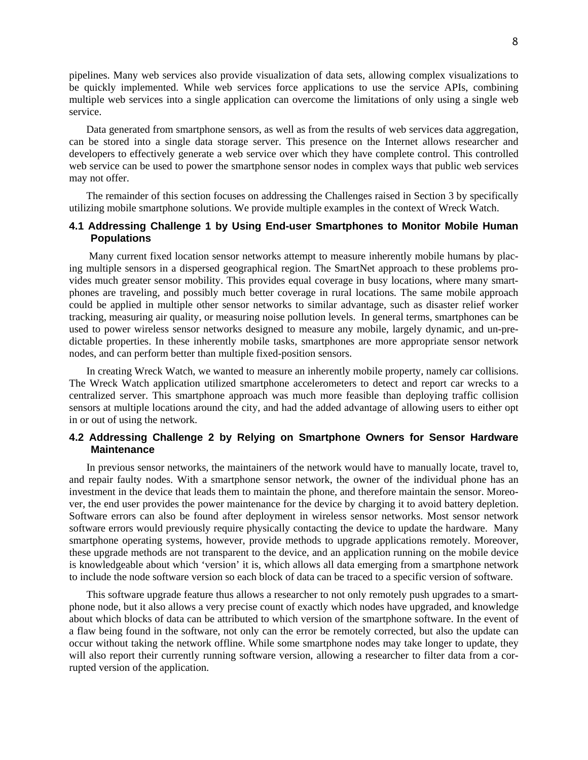pipelines. Many web services also provide visualization of data sets, allowing complex visualizations to be quickly implemented. While web services force applications to use the service APIs, combining multiple web services into a single application can overcome the limitations of only using a single web service.

Data generated from smartphone sensors, as well as from the results of web services data aggregation, can be stored into a single data storage server. This presence on the Internet allows researcher and developers to effectively generate a web service over which they have complete control. This controlled web service can be used to power the smartphone sensor nodes in complex ways that public web services may not offer.

The remainder of this section focuses on addressing the Challenges raised in Section 3 by specifically utilizing mobile smartphone solutions. We provide multiple examples in the context of Wreck Watch.

### 4.1 Addressing Challenge 1 by Using End-user Smartphones to Monitor Mobile Human Populations

Many current fixed location sensor networks attempt to measure inherently mobile humans by placing multiple sensors in a dispersed geographical region. The SmartNet approach to these problems provides much greater sensor mobility. This provides equal coverage in busy locations, where many smartphones are traveling, and possibly much better coverage in rural locations. The same mobile approach could be applied in multiple other sensor networks to similar advantage, such as disaster relief worker tracking, measuring air quality, or measuring noise pollution levels. In general terms, smartphones can be used to power wireless sensor networks designed to measure any mobile, largely dynamic, and un-predictable properties. In these inherently mobile tasks, smartphones are more appropriate sensor network nodes, and can perform better than multiple fixed-position sensors.

In creating Wreck Watch, we wanted to measure an inherently mobile property, namely car collisions. The Wreck Watch application utilized smartphone accelerometers to detect and report car wrecks to a centralized server. This smartphone approach was much more feasible than deploying traffic collision sensors at multiple locations around the city, and had the added advantage of allowing users to either opt in or out of using the network.

### 4.2 Addressing Challenge 2 by Relying on Smartphone Owners for Sensor Hardware Maintenance

In previous sensor networks, the maintainers of the network would have to manually locate, travel to, and repair faulty nodes. With a smartphone sensor network, the owner of the individual phone has an investment in the device that leads them to maintain the phone, and therefore maintain the sensor. Moreover, the end user provides the power maintenance for the device by charging it to avoid battery depletion. Software errors can also be found after deployment in wireless sensor networks. Most sensor network software errors would previously require physically contacting the device to update the hardware. Many smartphone operating systems, however, provide methods to upgrade applications remotely. Moreover, these upgrade methods are not transparent to the device, and an application running on the mobile device is knowledgeable about which 'version' it is, which allows all data emerging from a smartphone network to include the node software version so each block of data can be traced to a specific version of software.

This software upgrade feature thus allows a researcher to not only remotely push upgrades to a smartphone node, but it also allows a very precise count of exactly which nodes have upgraded, and knowledge about which blocks of data can be attributed to which version of the smartphone software. In the event of a flaw being found in the software, not only can the error be remotely corrected, but also the update can occur without taking the network offline. While some smartphone nodes may take longer to update, they will also report their currently running software version, allowing a researcher to filter data from a corrupted version of the application.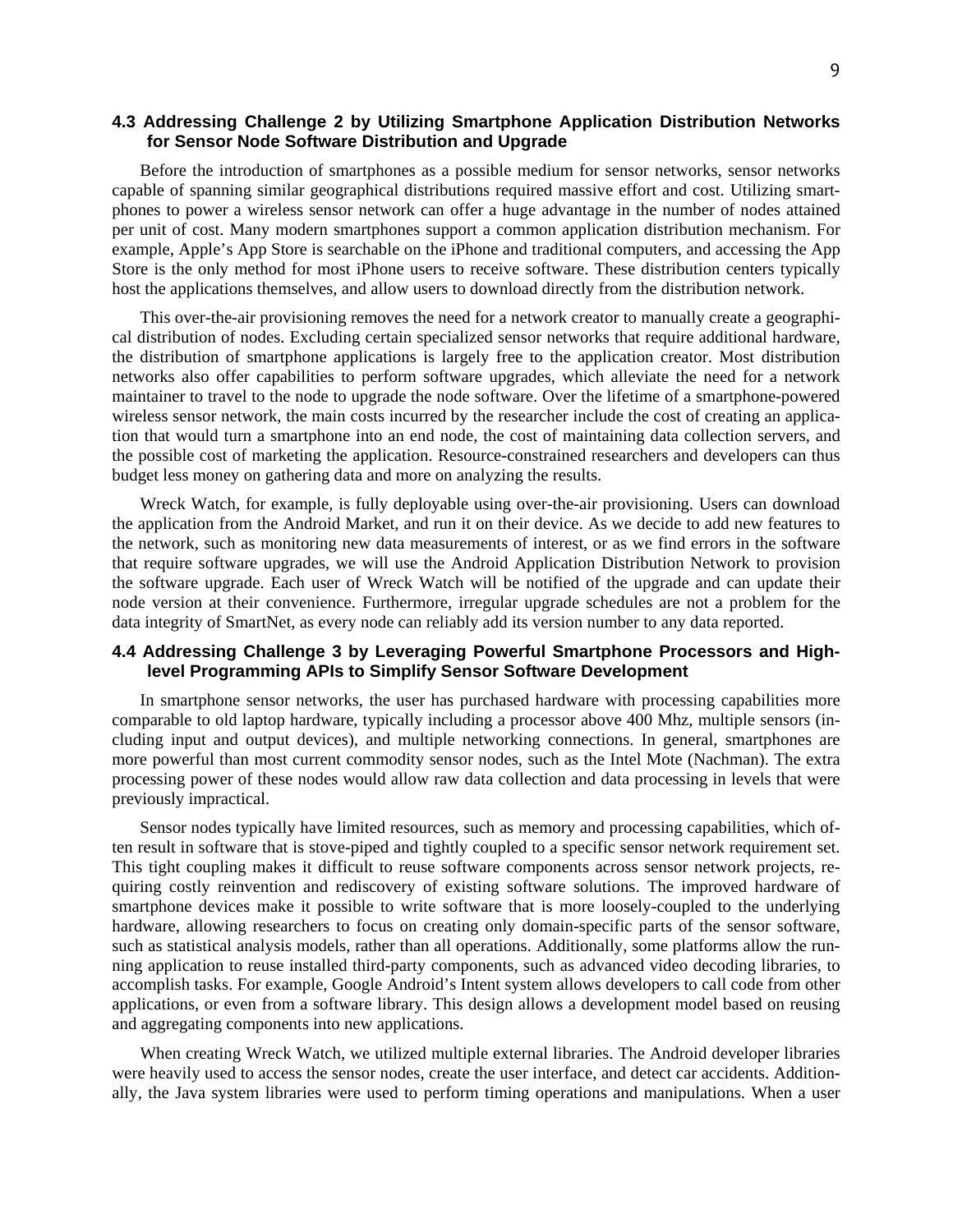### 4.3 Addressing Challenge 2 by Utilizing Smartphone Application Distribution Networks for Sensor Node Software Distribution and Upgrade

Before the introduction of smartphones as a possible medium for sensor networks, sensor networks capable of spanning similar geographical distributions required massive effort and cost. Utilizing smartphones to power a wireless sensor network can offer a huge advantage in the number of nodes attained per unit of cost. Many modern smartphones support a common application distribution mechanism. For example, Apple's App Store is searchable on the iPhone and traditional computers, and accessing the App Store is the only method for most iPhone users to receive software. These distribution centers typically host the applications themselves, and allow users to download directly from the distribution network.

This over-the-air provisioning removes the need for a network creator to manually create a geographical distribution of nodes. Excluding certain specialized sensor networks that require additional hardware, the distribution of smartphone applications is largely free to the application creator. Most distribution networks also offer capabilities to perform software upgrades, which alleviate the need for a network maintainer to travel to the node to upgrade the node software. Over the lifetime of a smartphone-powered wireless sensor network, the main costs incurred by the researcher include the cost of creating an application that would turn a smartphone into an end node, the cost of maintaining data collection servers, and the possible cost of marketing the application. Resource-constrained researchers and developers can thus budget less money on gathering data and more on analyzing the results.

Wreck Watch, for example, is fully deployable using over-the-air provisioning. Users can download the application from the Android Market, and run it on their device. As we decide to add new features to the network, such as monitoring new data measurements of interest, or as we find errors in the software that require software upgrades, we will use the Android Application Distribution Network to provision the software upgrade. Each user of Wreck Watch will be notified of the upgrade and can update their node version at their convenience. Furthermore, irregular upgrade schedules are not a problem for the data integrity of SmartNet, as every node can reliably add its version number to any data reported.

### 4.4 Addressing Challenge 3 by Leveraging Powerful Smartphone Processors and High-level Programming APIs to Simplify Sensor Software Development

In smartphone sensor networks, the user has purchased hardware with processing capabilities more comparable to old laptop hardware, typically including a processor above 400 Mhz, multiple sensors (including input and output devices), and multiple networking connections. In general, smartphones are more powerful than most current commodity sensor nodes, such as the Intel Mote (Nachman). The extra processing power of these nodes would allow raw data collection and data processing in levels that were previously impractical.

Sensor nodes typically have limited resources, such as memory and processing capabilities, which often result in software that is stove-piped and tightly coupled to a specific sensor network requirement set. This tight coupling makes it difficult to reuse software components across sensor network projects, requiring costly reinvention and rediscovery of existing software solutions. The improved hardware of smartphone devices make it possible to write software that is more loosely-coupled to the underlying hardware, allowing researchers to focus on creating only domain-specific parts of the sensor software, such as statistical analysis models, rather than all operations. Additionally, some platforms allow the running application to reuse installed third-party components, such as advanced video decoding libraries, to accomplish tasks. For example, Google Android's Intent system allows developers to call code from other applications, or even from a software library. This design allows a development model based on reusing and aggregating components into new applications.

When creating Wreck Watch, we utilized multiple external libraries. The Android developer libraries were heavily used to access the sensor nodes, create the user interface, and detect car accidents. Additionally, the Java system libraries were used to perform timing operations and manipulations. When a user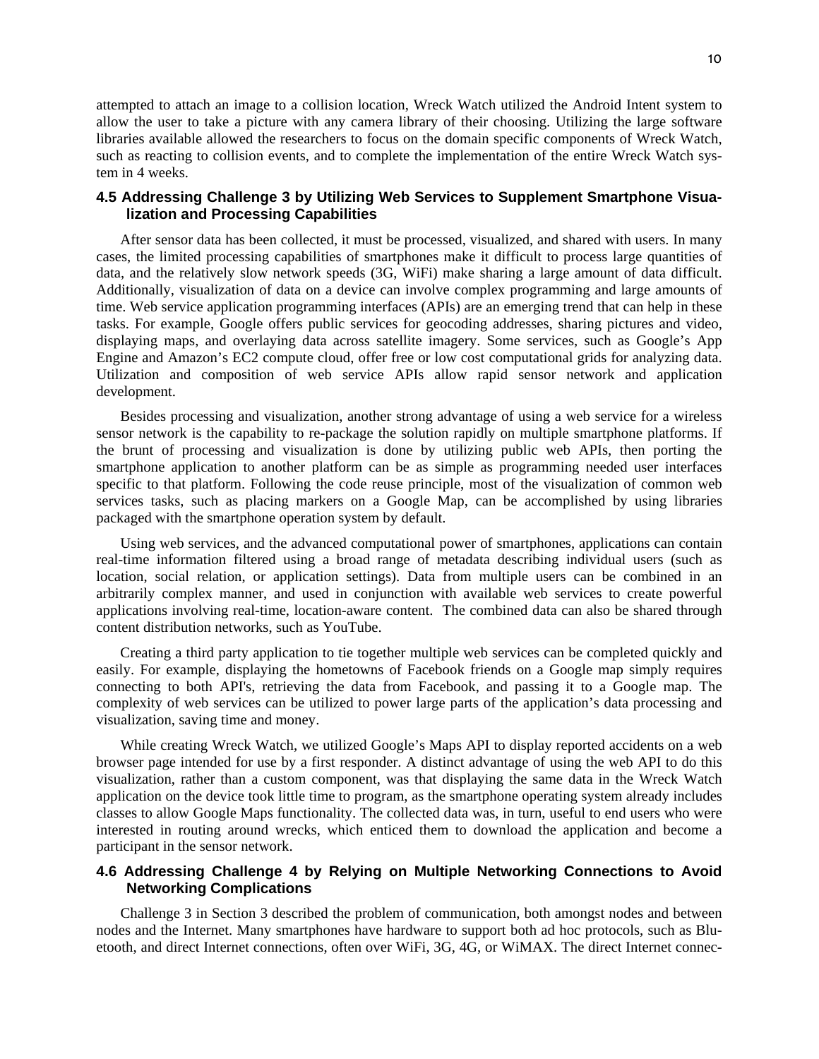attempted to attach an image to a collision location, Wreck Watch utilized the Android Intent system to allow the user to take a picture with any camera library of their choosing. Utilizing the large software libraries available allowed the researchers to focus on the domain specific components of Wreck Watch, such as reacting to collision events, and to complete the implementation of the entire Wreck Watch system in 4 weeks.

### 4.5 Addressing Challenge 3 by Utilizing Web Services to Supplement Smartphone Visualization and Processing Capabilities

After sensor data has been collected, it must be processed, visualized, and shared with users. In many cases, the limited processing capabilities of smartphones make it difficult to process large quantities of data, and the relatively slow network speeds (3G, WiFi) make sharing a large amount of data difficult. Additionally, visualization of data on a device can involve complex programming and large amounts of time. Web service application programming interfaces (APIs) are an emerging trend that can help in these tasks. For example, Google offers public services for geocoding addresses, sharing pictures and video, displaying maps, and overlaying data across satellite imagery. Some services, such as Google's App Engine and Amazon's EC2 compute cloud, offer free or low cost computational grids for analyzing data. Utilization and composition of web service APIs allow rapid sensor network and application development.

Besides processing and visualization, another strong advantage of using a web service for a wireless sensor network is the capability to re-package the solution rapidly on multiple smartphone platforms. If the brunt of processing and visualization is done by utilizing public web APIs, then porting the smartphone application to another platform can be as simple as programming needed user interfaces specific to that platform. Following the code reuse principle, most of the visualization of common web services tasks, such as placing markers on a Google Map, can be accomplished by using libraries packaged with the smartphone operation system by default.

Using web services, and the advanced computational power of smartphones, applications can contain real-time information filtered using a broad range of metadata describing individual users (such as location, social relation, or application settings). Data from multiple users can be combined in an arbitrarily complex manner, and used in conjunction with available web services to create powerful applications involving real-time, location-aware content. The combined data can also be shared through content distribution networks, such as YouTube.

Creating a third party application to tie together multiple web services can be completed quickly and easily. For example, displaying the hometowns of Facebook friends on a Google map simply requires connecting to both API's, retrieving the data from Facebook, and passing it to a Google map. The complexity of web services can be utilized to power large parts of the application's data processing and visualization, saving time and money.

While creating Wreck Watch, we utilized Google's Maps API to display reported accidents on a web browser page intended for use by a first responder. A distinct advantage of using the web API to do this visualization, rather than a custom component, was that displaying the same data in the Wreck Watch application on the device took little time to program, as the smartphone operating system already includes classes to allow Google Maps functionality. The collected data was, in turn, useful to end users who were interested in routing around wrecks, which enticed them to download the application and become a participant in the sensor network.

### 4.6 Addressing Challenge 4 by Relying on Multiple Networking Connections to Avoid Networking Complications

Challenge 3 in Section 3 described the problem of communication, both amongst nodes and between nodes and the Internet. Many smartphones have hardware to support both ad hoc protocols, such as Bluetooth, and direct Internet connections, often over WiFi, 3G, 4G, or WiMAX. The direct Internet connec-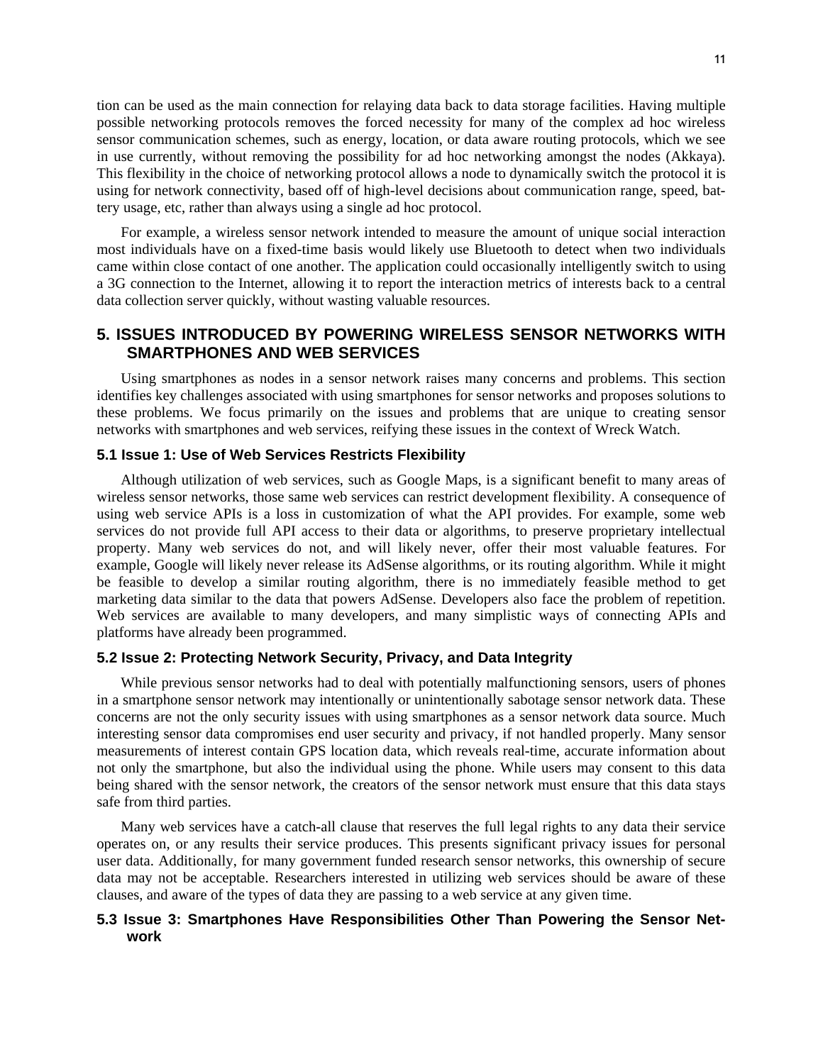tion can be used as the main connection for relaying data back to data storage facilities. Having multiple possible networking protocols removes the forced necessity for many of the complex ad hoc wireless sensor communication schemes, such as energy, location, or data aware routing protocols, which we see in use currently, without removing the possibility for ad hoc networking amongst the nodes (Akkaya). This flexibility in the choice of networking protocol allows a node to dynamically switch the protocol it is using for network connectivity, based off of high-level decisions about communication range, speed, battery usage, etc, rather than always using a single ad hoc protocol.

For example, a wireless sensor network intended to measure the amount of unique social interaction most individuals have on a fixed-time basis would likely use Bluetooth to detect when two individuals came within close contact of one another. The application could occasionally intelligently switch to using a 3G connection to the Internet, allowing it to report the interaction metrics of interests back to a central data collection server quickly, without wasting valuable resources.

## 5. ISSUES INTRODUCED BY POWERING WIRELESS SENSOR NETWORKS WITH SMARTPHONES AND WEB SERVICES

Using smartphones as nodes in a sensor network raises many concerns and problems. This section identifies key challenges associated with using smartphones for sensor networks and proposes solutions to these problems. We focus primarily on the issues and problems that are unique to creating sensor networks with smartphones and web services, reifying these issues in the context of Wreck Watch.

### 5.1 Issue 1: Use of Web Services Restricts Flexibility

Although utilization of web services, such as Google Maps, is a significant benefit to many areas of wireless sensor networks, those same web services can restrict development flexibility. A consequence of using web service APIs is a loss in customization of what the API provides. For example, some web services do not provide full API access to their data or algorithms, to preserve proprietary intellectual property. Many web services do not, and will likely never, offer their most valuable features. For example, Google will likely never release its AdSense algorithms, or its routing algorithm. While it might be feasible to develop a similar routing algorithm, there is no immediately feasible method to get marketing data similar to the data that powers AdSense. Developers also face the problem of repetition. Web services are available to many developers, and many simplistic ways of connecting APIs and platforms have already been programmed.

### 5.2 Issue 2: Protecting Network Security, Privacy, and Data Integrity

While previous sensor networks had to deal with potentially malfunctioning sensors, users of phones in a smartphone sensor network may intentionally or unintentionally sabotage sensor network data. These concerns are not the only security issues with using smartphones as a sensor network data source. Much interesting sensor data compromises end user security and privacy, if not handled properly. Many sensor measurements of interest contain GPS location data, which reveals real-time, accurate information about not only the smartphone, but also the individual using the phone. While users may consent to this data being shared with the sensor network, the creators of the sensor network must ensure that this data stays safe from third parties.

Many web services have a catch-all clause that reserves the full legal rights to any data their service operates on, or any results their service produces. This presents significant privacy issues for personal user data. Additionally, for many government funded research sensor networks, this ownership of secure data may not be acceptable. Researchers interested in utilizing web services should be aware of these clauses, and aware of the types of data they are passing to a web service at any given time.

### 5.3 Issue 3: Smartphones Have Responsibilities Other Than Powering the Sensor Network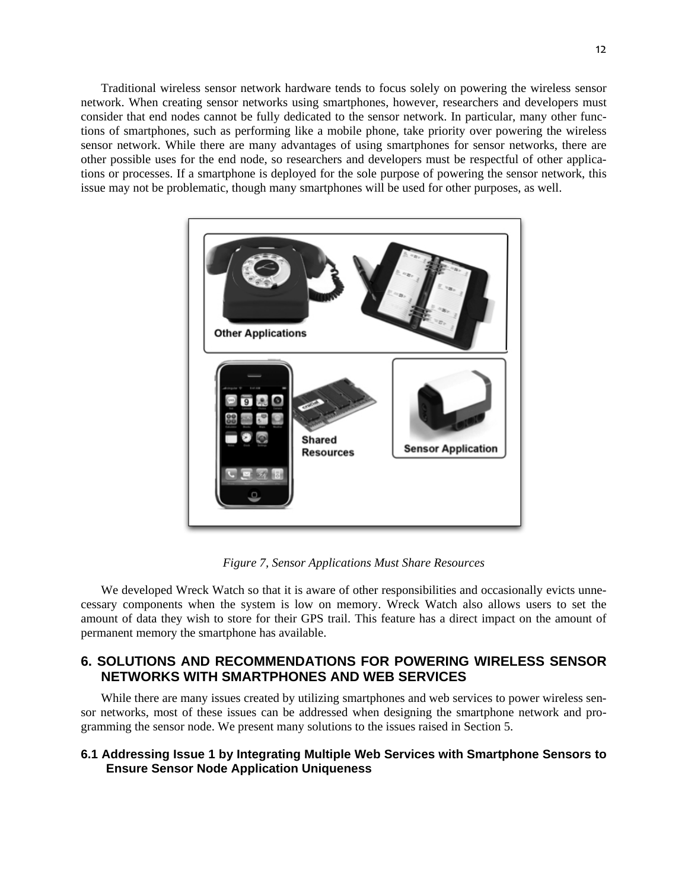Traditional wireless sensor network hardware tends to focus solely on powering the wireless sensor network. When creating sensor networks using smartphones, however, researchers and developers must consider that end nodes cannot be fully dedicated to the sensor network. In particular, many other functions of smartphones, such as performing like a mobile phone, take priority over powering the wireless sensor network. While there are many advantages of using smartphones for sensor networks, there are other possible uses for the end node, so researchers and developers must be respectful of other applications or processes. If a smartphone is deployed for the sole purpose of powering the sensor network, this issue may not be problematic, though many smartphones will be used for other purposes, as well.

*Figure 7, Sensor Applications Must Share Resources*

We developed Wreck Watch so that it is aware of other responsibilities and occasionally evicts unnecessary components when the system is low on memory. Wreck Watch also allows users to set the amount of data they wish to store for their GPS trail. This feature has a direct impact on the amount of permanent memory the smartphone has available.

## 6. SOLUTIONS AND RECOMMENDATIONS FOR POWERING WIRELESS SENSOR NETWORKS WITH SMARTPHONES AND WEB SERVICES

While there are many issues created by utilizing smartphones and web services to power wireless sensor networks, most of these issues can be addressed when designing the smartphone network and programming the sensor node. We present many solutions to the issues raised in Section 5.

### 6.1 Addressing Issue 1 by Integrating Multiple Web Services with Smartphone Sensors to Ensure Sensor Node Application Uniqueness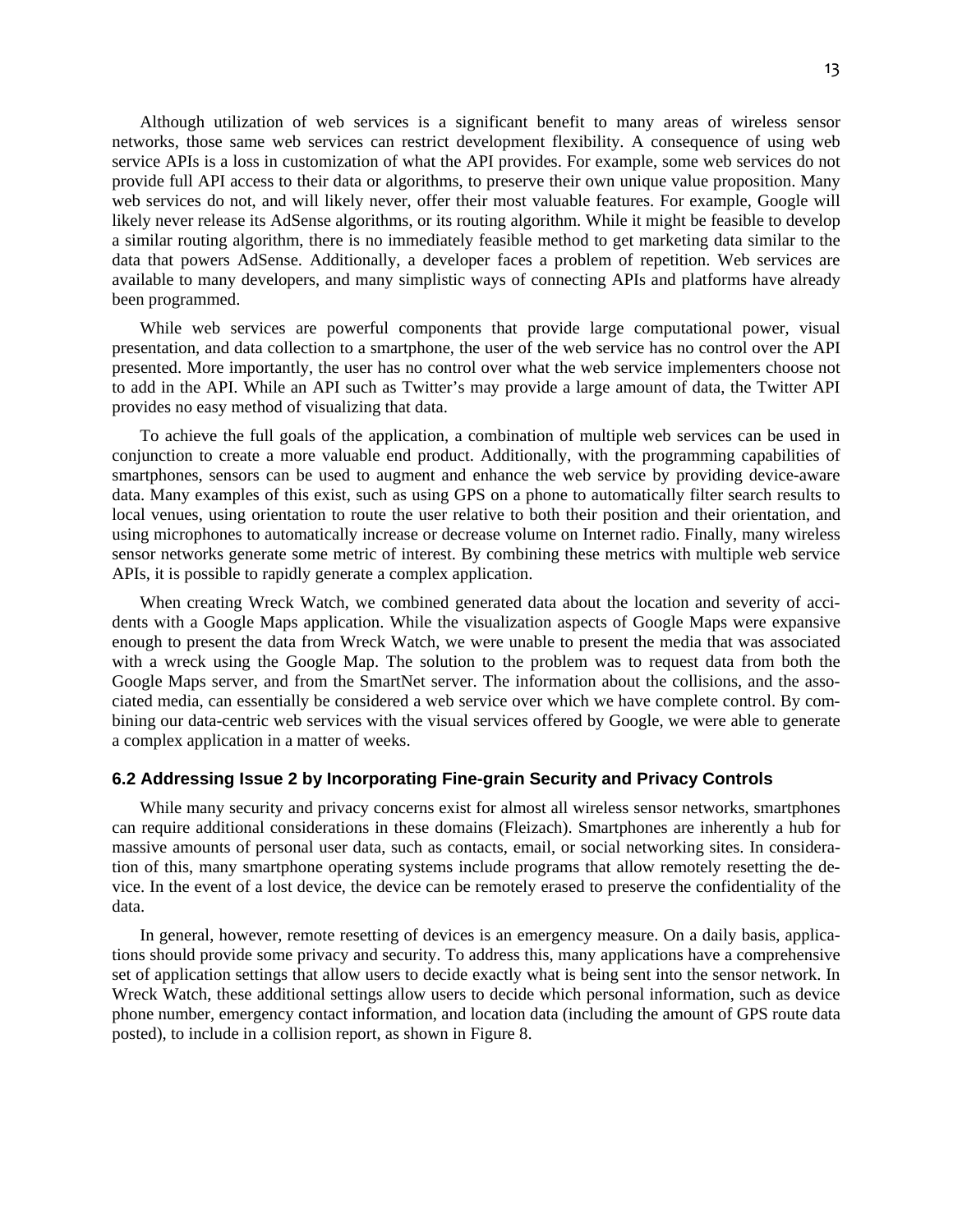Although utilization of web services is a significant benefit to many areas of wireless sensor networks, those same web services can restrict development flexibility. A consequence of using web service APIs is a loss in customization of what the API provides. For example, some web services do not provide full API access to their data or algorithms, to preserve their own unique value proposition. Many web services do not, and will likely never, offer their most valuable features. For example, Google will likely never release its AdSense algorithms, or its routing algorithm. While it might be feasible to develop a similar routing algorithm, there is no immediately feasible method to get marketing data similar to the data that powers AdSense. Additionally, a developer faces a problem of repetition. Web services are available to many developers, and many simplistic ways of connecting APIs and platforms have already been programmed.

While web services are powerful components that provide large computational power, visual presentation, and data collection to a smartphone, the user of the web service has no control over the API presented. More importantly, the user has no control over what the web service implementers choose not to add in the API. While an API such as Twitter's may provide a large amount of data, the Twitter API provides no easy method of visualizing that data.

To achieve the full goals of the application, a combination of multiple web services can be used in conjunction to create a more valuable end product. Additionally, with the programming capabilities of smartphones, sensors can be used to augment and enhance the web service by providing device-aware data. Many examples of this exist, such as using GPS on a phone to automatically filter search results to local venues, using orientation to route the user relative to both their position and their orientation, and using microphones to automatically increase or decrease volume on Internet radio. Finally, many wireless sensor networks generate some metric of interest. By combining these metrics with multiple web service APIs, it is possible to rapidly generate a complex application.

When creating Wreck Watch, we combined generated data about the location and severity of accidents with a Google Maps application. While the visualization aspects of Google Maps were expansive enough to present the data from Wreck Watch, we were unable to present the media that was associated with a wreck using the Google Map. The solution to the problem was to request data from both the Google Maps server, and from the SmartNet server. The information about the collisions, and the associated media, can essentially be considered a web service over which we have complete control. By combining our data-centric web services with the visual services offered by Google, we were able to generate a complex application in a matter of weeks.

### 6.2 Addressing Issue 2 by Incorporating Fine-grain Security and Privacy Controls

While many security and privacy concerns exist for almost all wireless sensor networks, smartphones can require additional considerations in these domains (Fleizach). Smartphones are inherently a hub for massive amounts of personal user data, such as contacts, email, or social networking sites. In consideration of this, many smartphone operating systems include programs that allow remotely resetting the device. In the event of a lost device, the device can be remotely erased to preserve the confidentiality of the data.

In general, however, remote resetting of devices is an emergency measure. On a daily basis, applications should provide some privacy and security. To address this, many applications have a comprehensive set of application settings that allow users to decide exactly what is being sent into the sensor network. In Wreck Watch, these additional settings allow users to decide which personal information, such as device phone number, emergency contact information, and location data (including the amount of GPS route data posted), to include in a collision report, as shown in Figure 8.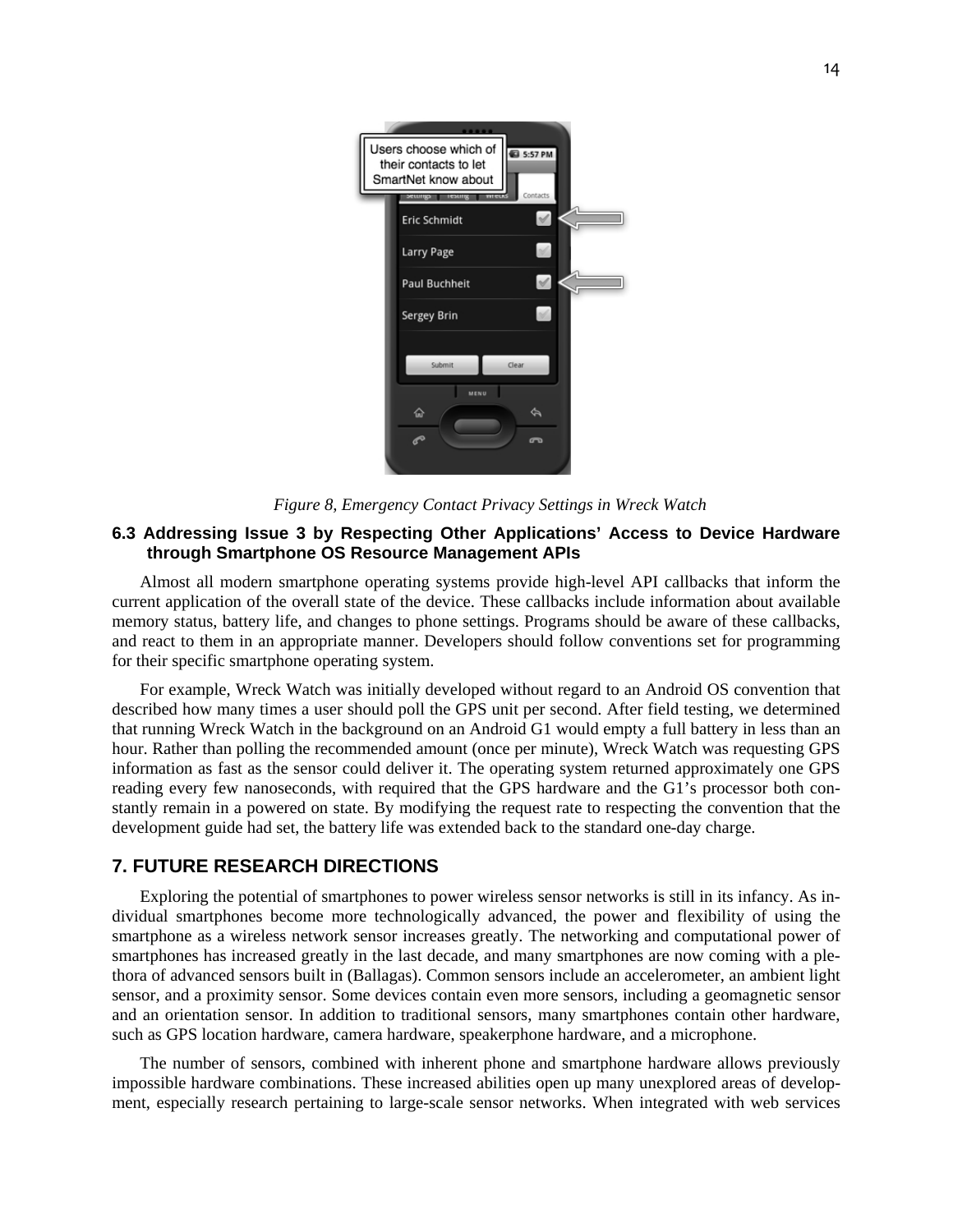Figure 8, Emergency Contact Privacy Settings in Wreck Watch

### 6.3 Addressing Issue 3 by Respecting Other Applications' Access to Device Hardware through Smartphone OS Resource Management APIs

Almost all modern smartphone operating systems provide high-level API callbacks that inform the current application of the overall state of the device. These callbacks include information about available memory status, battery life, and changes to phone settings. Programs should be aware of these callbacks, and react to them in an appropriate manner. Developers should follow conventions set for programming for their specific smartphone operating system.

For example, Wreck Watch was initially developed without regard to an Android OS convention that described how many times a user should poll the GPS unit per second. After field testing, we determined that running Wreck Watch in the background on an Android G1 would empty a full battery in less than an hour. Rather than polling the recommended amount (once per minute), Wreck Watch was requesting GPS information as fast as the sensor could deliver it. The operating system returned approximately one GPS reading every few nanoseconds, with required that the GPS hardware and the G1's processor both constantly remain in a powered on state. By modifying the request rate to respecting the convention that the development guide had set, the battery life was extended back to the standard one-day charge.

## 7. FUTURE RESEARCH DIRECTIONS

Exploring the potential of smartphones to power wireless sensor networks is still in its infancy. As individual smartphones become more technologically advanced, the power and flexibility of using the smartphone as a wireless network sensor increases greatly. The networking and computational power of smartphones has increased greatly in the last decade, and many smartphones are now coming with a plethora of advanced sensors built in (Ballagas). Common sensors include an accelerometer, an ambient light sensor, and a proximity sensor. Some devices contain even more sensors, including a geomagnetic sensor and an orientation sensor. In addition to traditional sensors, many smartphones contain other hardware, such as GPS location hardware, camera hardware, speakerphone hardware, and a microphone.

The number of sensors, combined with inherent phone and smartphone hardware allows previously impossible hardware combinations. These increased abilities open up many unexplored areas of development, especially research pertaining to large-scale sensor networks. When integrated with web services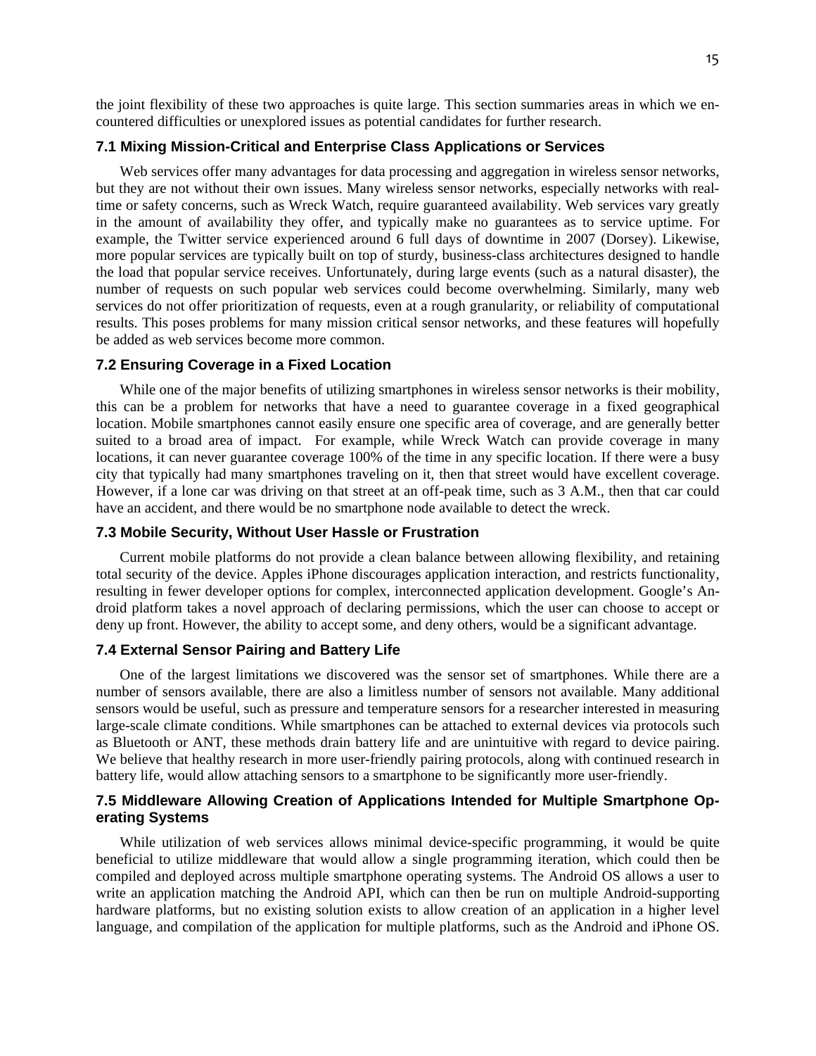the joint flexibility of these two approaches is quite large. This section summaries areas in which we encountered difficulties or unexplored issues as potential candidates for further research.

### 7.1 Mixing Mission-Critical and Enterprise Class Applications or Services

Web services offer many advantages for data processing and aggregation in wireless sensor networks, but they are not without their own issues. Many wireless sensor networks, especially networks with real-time or safety concerns, such as Wreck Watch, require guaranteed availability. Web services vary greatly in the amount of availability they offer, and typically make no guarantees as to service uptime. For example, the Twitter service experienced around 6 full days of downtime in 2007 (Dorsey). Likewise, more popular services are typically built on top of sturdy, business-class architectures designed to handle the load that popular service receives. Unfortunately, during large events (such as a natural disaster), the number of requests on such popular web services could become overwhelming. Similarly, many web services do not offer prioritization of requests, even at a rough granularity, or reliability of computational results. This poses problems for many mission critical sensor networks, and these features will hopefully be added as web services become more common.

### 7.2 Ensuring Coverage in a Fixed Location

While one of the major benefits of utilizing smartphones in wireless sensor networks is their mobility, this can be a problem for networks that have a need to guarantee coverage in a fixed geographical location. Mobile smartphones cannot easily ensure one specific area of coverage, and are generally better suited to a broad area of impact. For example, while Wreck Watch can provide coverage in many locations, it can never guarantee coverage 100% of the time in any specific location. If there were a busy city that typically had many smartphones traveling on it, then that street would have excellent coverage. However, if a lone car was driving on that street at an off-peak time, such as 3 A.M., then that car could have an accident, and there would be no smartphone node available to detect the wreck.

### 7.3 Mobile Security, Without User Hassle or Frustration

Current mobile platforms do not provide a clean balance between allowing flexibility, and retaining total security of the device. Apples iPhone discourages application interaction, and restricts functionality, resulting in fewer developer options for complex, interconnected application development. Google's Android platform takes a novel approach of declaring permissions, which the user can choose to accept or deny up front. However, the ability to accept some, and deny others, would be a significant advantage.

### 7.4 External Sensor Pairing and Battery Life

One of the largest limitations we discovered was the sensor set of smartphones. While there are a number of sensors available, there are also a limitless number of sensors not available. Many additional sensors would be useful, such as pressure and temperature sensors for a researcher interested in measuring large-scale climate conditions. While smartphones can be attached to external devices via protocols such as Bluetooth or ANT, these methods drain battery life and are unintuitive with regard to device pairing. We believe that healthy research in more user-friendly pairing protocols, along with continued research in battery life, would allow attaching sensors to a smartphone to be significantly more user-friendly.

### 7.5 Middleware Allowing Creation of Applications Intended for Multiple Smartphone Operating Systems

While utilization of web services allows minimal device-specific programming, it would be quite beneficial to utilize middleware that would allow a single programming iteration, which could then be compiled and deployed across multiple smartphone operating systems. The Android OS allows a user to write an application matching the Android API, which can then be run on multiple Android-supporting hardware platforms, but no existing solution exists to allow creation of an application in a higher level language, and compilation of the application for multiple platforms, such as the Android and iPhone OS.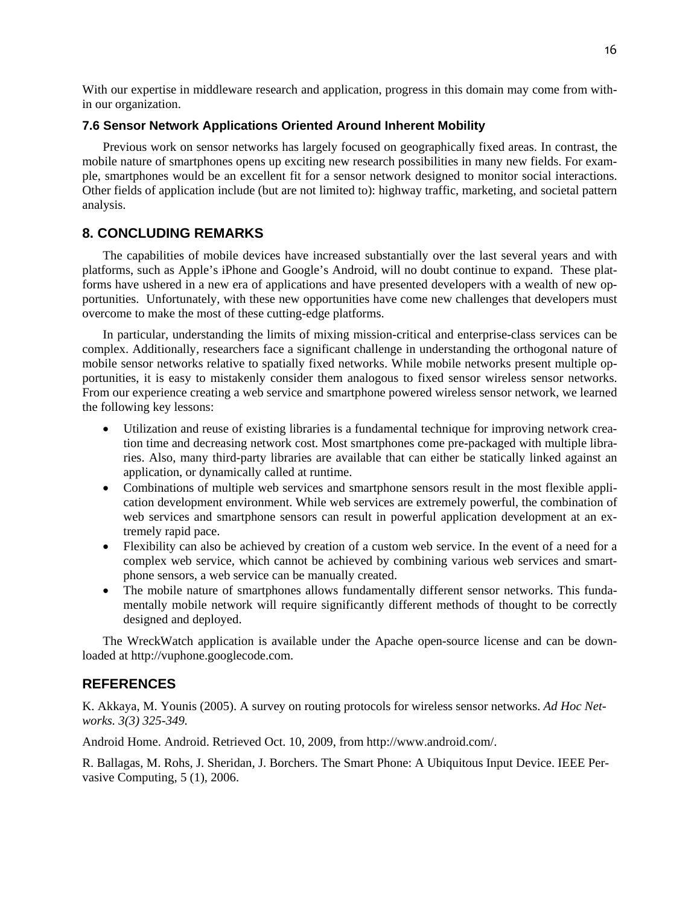With our expertise in middleware research and application, progress in this domain may come from within our organization.

### 7.6 Sensor Network Applications Oriented Around Inherent Mobility

Previous work on sensor networks has largely focused on geographically fixed areas. In contrast, the mobile nature of smartphones opens up exciting new research possibilities in many new fields. For example, smartphones would be an excellent fit for a sensor network designed to monitor social interactions. Other fields of application include (but are not limited to): highway traffic, marketing, and societal pattern analysis.

## 8. CONCLUDING REMARKS

The capabilities of mobile devices have increased substantially over the last several years and with platforms, such as Apple's iPhone and Google's Android, will no doubt continue to expand. These platforms have ushered in a new era of applications and have presented developers with a wealth of new opportunities. Unfortunately, with these new opportunities have come new challenges that developers must overcome to make the most of these cutting-edge platforms.

In particular, understanding the limits of mixing mission-critical and enterprise-class services can be complex. Additionally, researchers face a significant challenge in understanding the orthogonal nature of mobile sensor networks relative to spatially fixed networks. While mobile networks present multiple opportunities, it is easy to mistakenly consider them analogous to fixed sensor wireless sensor networks. From our experience creating a web service and smartphone powered wireless sensor network, we learned the following key lessons:

- Utilization and reuse of existing libraries is a fundamental technique for improving network creation time and decreasing network cost. Most smartphones come pre-packaged with multiple libraries. Also, many third-party libraries are available that can either be statically linked against an application, or dynamically called at runtime.
- Combinations of multiple web services and smartphone sensors result in the most flexible application development environment. While web services are extremely powerful, the combination of web services and smartphone sensors can result in powerful application development at an extremely rapid pace.
- Flexibility can also be achieved by creation of a custom web service. In the event of a need for a complex web service, which cannot be achieved by combining various web services and smartphone sensors, a web service can be manually created.
- The mobile nature of smartphones allows fundamentally different sensor networks. This fundamentally mobile network will require significantly different methods of thought to be correctly designed and deployed.

The WreckWatch application is available under the Apache open-source license and can be downloaded at http://vuphone.googlecode.com.

## REFERENCES

K. Akkaya, M. Younis (2005). A survey on routing protocols for wireless sensor networks. *Ad Hoc Networks. 3(3) 325-349.*

Android Home. Android. Retrieved Oct. 10, 2009, from http://www.android.com/.

R. Ballagas, M. Rohs, J. Sheridan, J. Borchers. The Smart Phone: A Ubiquitous Input Device. IEEE Pervasive Computing, 5 (1), 2006.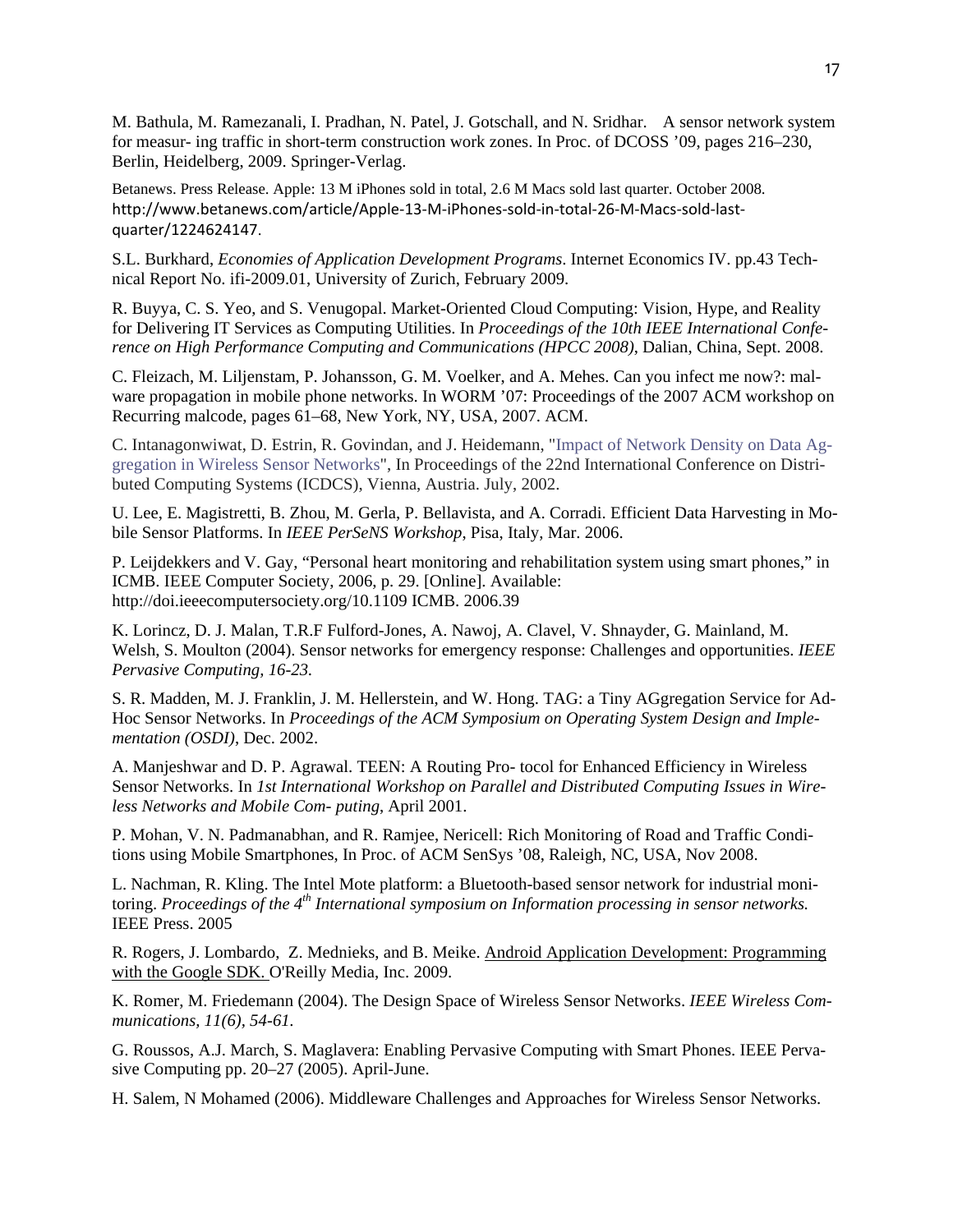M. Bathula, M. Ramezanali, I. Pradhan, N. Patel, J. Gotschall, and N. Sridhar. A sensor network system for measur- ing traffic in short-term construction work zones. In Proc. of DCOSS '09, pages 216–230, Berlin, Heidelberg, 2009. Springer-Verlag.

Betanews. Press Release. Apple: 13 M iPhones sold in total, 2.6 M Macs sold last quarter. October 2008. http://www.betanews.com/article/Apple-13-M-iPhones-sold-in-total-26-M-Macs-sold-last-quarter/1224624147.

S.L. Burkhard, *Economies of Application Development Programs*. Internet Economics IV. pp.43 Technical Report No. ifi-2009.01, University of Zurich, February 2009.

R. Buyya, C. S. Yeo, and S. Venugopal. Market-Oriented Cloud Computing: Vision, Hype, and Reality for Delivering IT Services as Computing Utilities. In *Proceedings of the 10th IEEE International Conference on High Performance Computing and Communications (HPCC 2008)*, Dalian, China, Sept. 2008.

C. Fleizach, M. Liljenstam, P. Johansson, G. M. Voelker, and A. Mehes. Can you infect me now?: malware propagation in mobile phone networks. In WORM '07: Proceedings of the 2007 ACM workshop on Recurring malcode, pages 61–68, New York, NY, USA, 2007. ACM.

C. Intanagonwiwat, D. Estrin, R. Govindan, and J. Heidemann, "Impact of Network Density on Data Aggregation in Wireless Sensor Networks", In Proceedings of the 22nd International Conference on Distributed Computing Systems (ICDCS), Vienna, Austria. July, 2002.

U. Lee, E. Magistretti, B. Zhou, M. Gerla, P. Bellavista, and A. Corradi. Efficient Data Harvesting in Mobile Sensor Platforms. In *IEEE PerSeNS Workshop*, Pisa, Italy, Mar. 2006.

P. Leijdekkers and V. Gay, "Personal heart monitoring and rehabilitation system using smart phones," in ICMB. IEEE Computer Society, 2006, p. 29. [Online]. Available: http://doi.ieeecomputersociety.org/10.1109 ICMB. 2006.39

K. Lorincz, D. J. Malan, T.R.F Fulford-Jones, A. Nawoj, A. Clavel, V. Shnayder, G. Mainland, M. Welsh, S. Moulton (2004). Sensor networks for emergency response: Challenges and opportunities. *IEEE Pervasive Computing, 16-23.*

S. R. Madden, M. J. Franklin, J. M. Hellerstein, and W. Hong. TAG: a Tiny AGgregation Service for Ad-Hoc Sensor Networks. In *Proceedings of the ACM Symposium on Operating System Design and Implementation (OSDI)*, Dec. 2002.

A. Manjeshwar and D. P. Agrawal. TEEN: A Routing Pro- tocol for Enhanced Efficiency in Wireless Sensor Networks. In *1st International Workshop on Parallel and Distributed Computing Issues in Wireless Networks and Mobile Com- puting*, April 2001.

P. Mohan, V. N. Padmanabhan, and R. Ramjee, Nericell: Rich Monitoring of Road and Traffic Conditions using Mobile Smartphones, In Proc. of ACM SenSys '08, Raleigh, NC, USA, Nov 2008.

L. Nachman, R. Kling. The Intel Mote platform: a Bluetooth-based sensor network for industrial monitoring. *Proceedings of the 4th International symposium on Information processing in sensor networks.* IEEE Press. 2005

R. Rogers, J. Lombardo, Z. Mednieks, and B. Meike. Android Application Development: Programming with the Google SDK. O'Reilly Media, Inc. 2009.

K. Romer, M. Friedemann (2004). The Design Space of Wireless Sensor Networks. *IEEE Wireless Communications, 11(6), 54-61.*

G. Roussos, A.J. March, S. Maglavera: Enabling Pervasive Computing with Smart Phones. IEEE Pervasive Computing pp. 20–27 (2005). April-June.

H. Salem, N Mohamed (2006). Middleware Challenges and Approaches for Wireless Sensor Networks.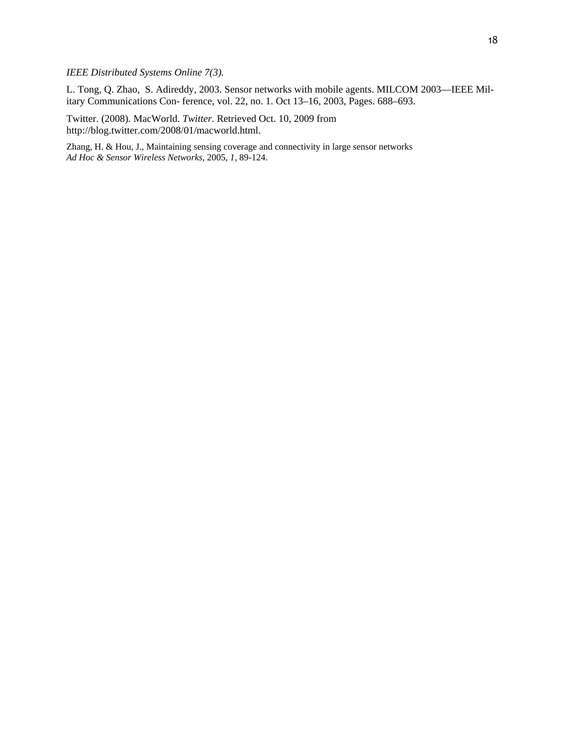*IEEE Distributed Systems Online 7(3).*

L. Tong, Q. Zhao, S. Adireddy, 2003. Sensor networks with mobile agents. MILCOM 2003—IEEE Military Communications Con- ference, vol. 22, no. 1. Oct 13–16, 2003, Pages. 688–693.

Twitter. (2008). MacWorld. *Twitter*. Retrieved Oct. 10, 2009 from http://blog.twitter.com/2008/01/macworld.html.

Zhang, H. & Hou, J., Maintaining sensing coverage and connectivity in large sensor networks *Ad Hoc & Sensor Wireless Networks*, 2005, *1*, 89-124.